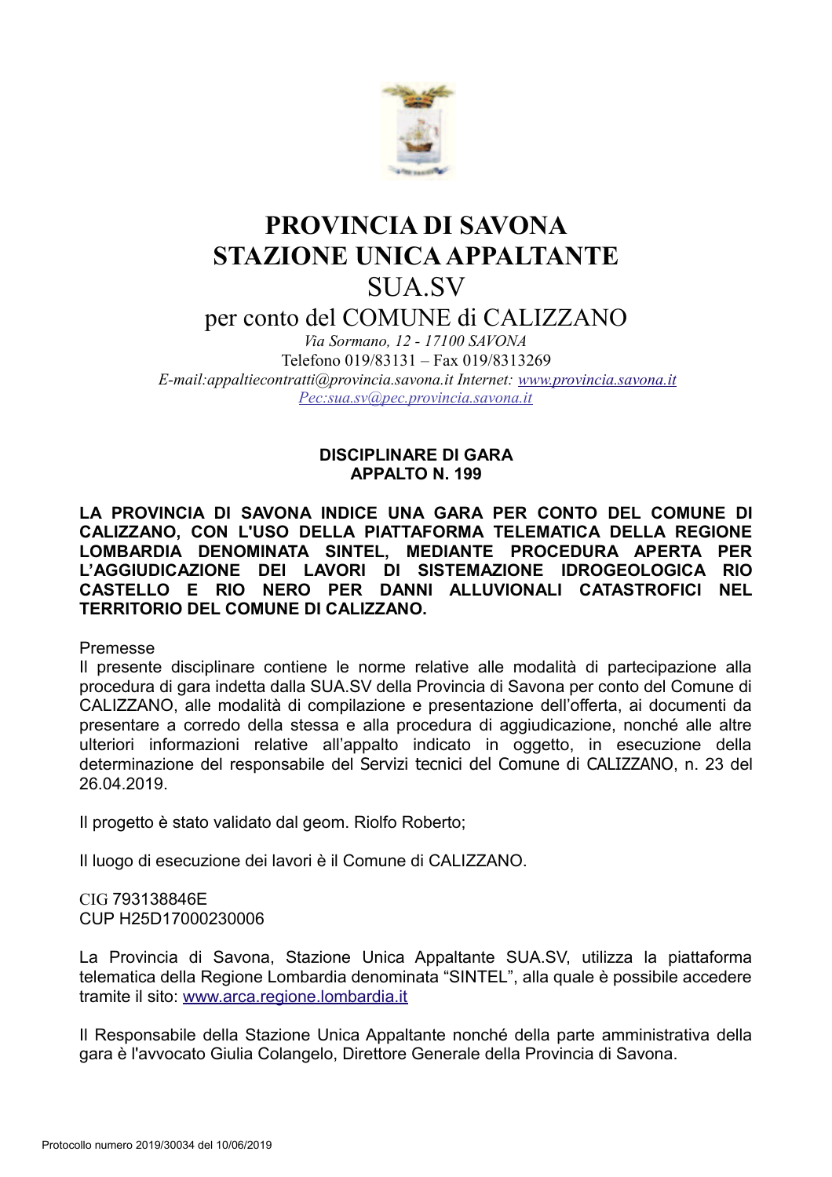# PROVINCIA DI SAVONA
# STAZIONE UNICA APPALTANTE
## SUA.SV
### per conto del COMUNE di CALIZZANO

*Via Sormano, 12 - 17100 SAVONA*
Telefono 019/83131 – Fax 019/8313269
*E-mail:appaltiecontratti@provincia.savona.it Internet: www.provincia.savona.it*
*Pec:sua.sv@pec.provincia.savona.it*

**DISCIPLINARE DI GARA**
**APPALTO N. 199**

**LA PROVINCIA DI SAVONA INDICE UNA GARA PER CONTO DEL COMUNE DI CALIZZANO, CON L'USO DELLA PIATTAFORMA TELEMATICA DELLA REGIONE LOMBARDIA DENOMINATA SINTEL, MEDIANTE PROCEDURA APERTA PER L'AGGIUDICAZIONE DEI LAVORI DI SISTEMAZIONE IDROGEOLOGICA RIO CASTELLO E RIO NERO PER DANNI ALLUVIONALI CATASTROFICI NEL TERRITORIO DEL COMUNE DI CALIZZANO.**

Premesse

Il presente disciplinare contiene le norme relative alle modalità di partecipazione alla procedura di gara indetta dalla SUA.SV della Provincia di Savona per conto del Comune di CALIZZANO, alle modalità di compilazione e presentazione dell'offerta, ai documenti da presentare a corredo della stessa e alla procedura di aggiudicazione, nonché alle altre ulteriori informazioni relative all'appalto indicato in oggetto, in esecuzione della determinazione del responsabile del Servizi tecnici del Comune di CALIZZANO, n. 23 del 26.04.2019.

Il progetto è stato validato dal geom. Riolfo Roberto;

Il luogo di esecuzione dei lavori è il Comune di CALIZZANO.

CIG 793138846E
CUP H25D17000230006

La Provincia di Savona, Stazione Unica Appaltante SUA.SV, utilizza la piattaforma telematica della Regione Lombardia denominata "SINTEL", alla quale è possibile accedere tramite il sito: www.arca.regione.lombardia.it

Il Responsabile della Stazione Unica Appaltante nonché della parte amministrativa della gara è l'avvocato Giulia Colangelo, Direttore Generale della Provincia di Savona.

Protocollo numero 2019/30034 del 10/06/2019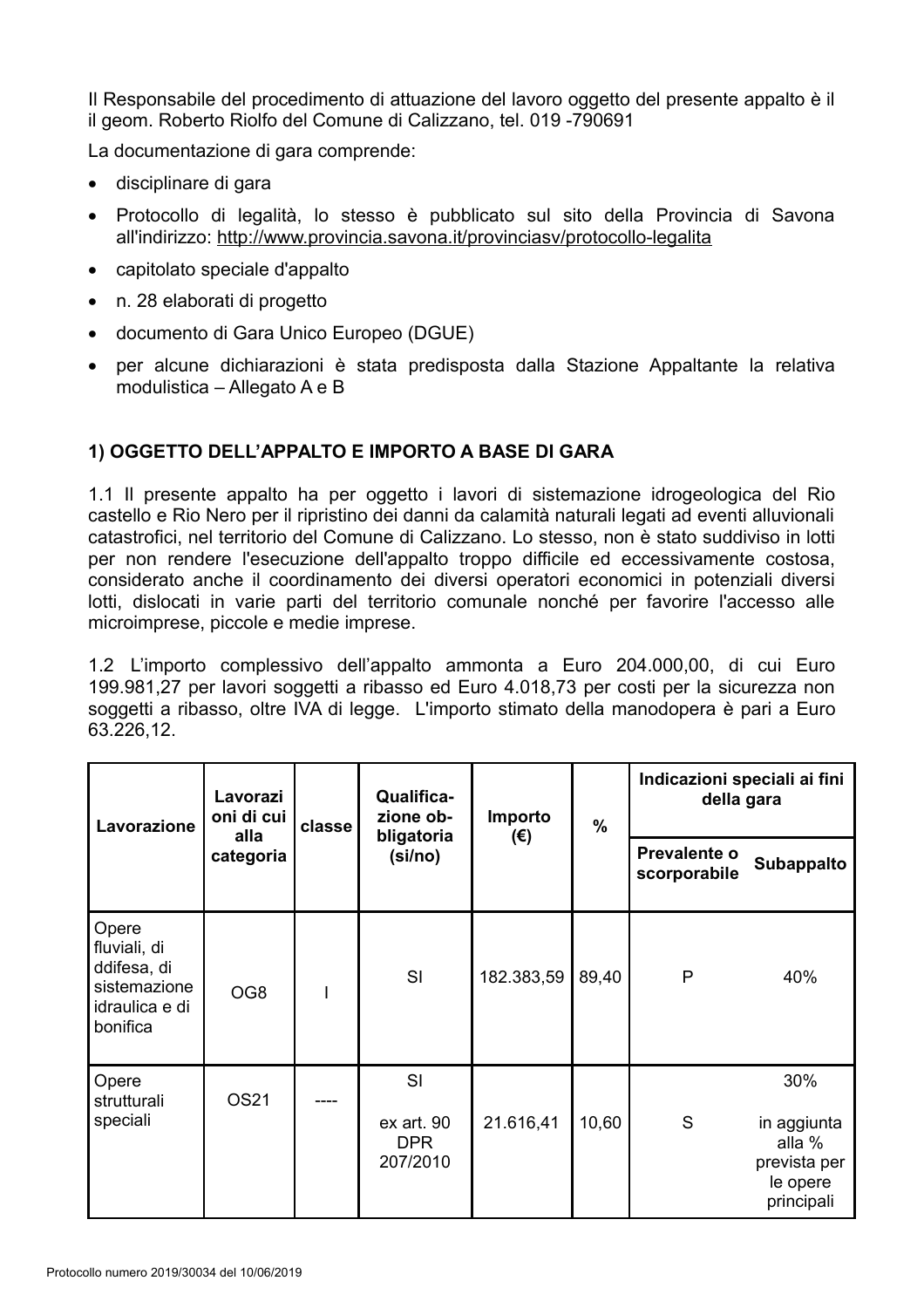Il Responsabile del procedimento di attuazione del lavoro oggetto del presente appalto è il il geom. Roberto Riolfo del Comune di Calizzano, tel. 019 -790691

La documentazione di gara comprende:

- disciplinare di gara
- Protocollo di legalità, lo stesso è pubblicato sul sito della Provincia di Savona all'indirizzo: http://www.provincia.savona.it/provinciasv/protocollo-legalita
- capitolato speciale d'appalto
- n. 28 elaborati di progetto
- documento di Gara Unico Europeo (DGUE)
- per alcune dichiarazioni è stata predisposta dalla Stazione Appaltante la relativa modulistica – Allegato A e B

## 1) OGGETTO DELL'APPALTO E IMPORTO A BASE DI GARA

1.1 Il presente appalto ha per oggetto i lavori di sistemazione idrogeologica del Rio castello e Rio Nero per il ripristino dei danni da calamità naturali legati ad eventi alluvionali catastrofici, nel territorio del Comune di Calizzano. Lo stesso, non è stato suddiviso in lotti per non rendere l'esecuzione dell'appalto troppo difficile ed eccessivamente costosa, considerato anche il coordinamento dei diversi operatori economici in potenziali diversi lotti, dislocati in varie parti del territorio comunale nonché per favorire l'accesso alle microimprese, piccole e medie imprese.

1.2 L'importo complessivo dell'appalto ammonta a Euro 204.000,00, di cui Euro 199.981,27 per lavori soggetti a ribasso ed Euro 4.018,73 per costi per la sicurezza non soggetti a ribasso, oltre IVA di legge. L'importo stimato della manodopera è pari a Euro 63.226,12.

| Lavorazione | Lavorazioni di cui alla categoria | classe | Qualificazione obbligatoria (si/no) | Importo (€) | % | Indicazioni speciali ai fini della gara | |
|---|---|---|---|---|---|---|---|
| | | | | | | Prevalente o scorporabile | Subappalto |
| Opere fluviali, di ddifesa, di sistemazione idraulica e di bonifica | OG8 | I | SI | 182.383,59 | 89,40 | P | 40% |
| Opere strutturali speciali | OS21 | ---- | SI ex art. 90 DPR 207/2010 | 21.616,41 | 10,60 | S | 30% in aggiunta alla % prevista per le opere principali |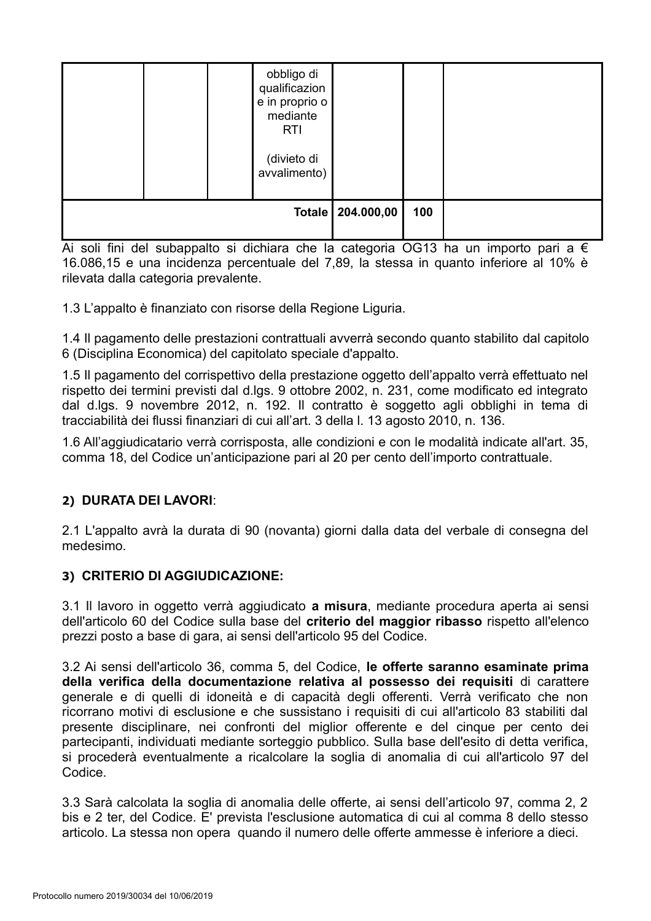| | | | obbligo di qualificazione in proprio o mediante RTI (divieto di avvalimento) | | | |
|---|---|---|---|---|---|---|
| | | | **Totale** | **204.000,00** | **100** | |

Ai soli fini del subappalto si dichiara che la categoria OG13 ha un importo pari a € 16.086,15 e una incidenza percentuale del 7,89, la stessa in quanto inferiore al 10% è rilevata dalla categoria prevalente.

1.3 L'appalto è finanziato con risorse della Regione Liguria.

1.4 Il pagamento delle prestazioni contrattuali avverrà secondo quanto stabilito dal capitolo 6 (Disciplina Economica) del capitolato speciale d'appalto.

1.5 Il pagamento del corrispettivo della prestazione oggetto dell'appalto verrà effettuato nel rispetto dei termini previsti dal d.lgs. 9 ottobre 2002, n. 231, come modificato ed integrato dal d.lgs. 9 novembre 2012, n. 192. Il contratto è soggetto agli obblighi in tema di tracciabilità dei flussi finanziari di cui all'art. 3 della l. 13 agosto 2010, n. 136.

1.6 All'aggiudicatario verrà corrisposta, alle condizioni e con le modalità indicate all'art. 35, comma 18, del Codice un'anticipazione pari al 20 per cento dell'importo contrattuale.

## 2) DURATA DEI LAVORI:

2.1 L'appalto avrà la durata di 90 (novanta) giorni dalla data del verbale di consegna del medesimo.

## 3) CRITERIO DI AGGIUDICAZIONE:

3.1 Il lavoro in oggetto verrà aggiudicato **a misura**, mediante procedura aperta ai sensi dell'articolo 60 del Codice sulla base del **criterio del maggior ribasso** rispetto all'elenco prezzi posto a base di gara, ai sensi dell'articolo 95 del Codice.

3.2 Ai sensi dell'articolo 36, comma 5, del Codice, **le offerte saranno esaminate prima della verifica della documentazione relativa al possesso dei requisiti** di carattere generale e di quelli di idoneità e di capacità degli offerenti. Verrà verificato che non ricorrano motivi di esclusione e che sussistano i requisiti di cui all'articolo 83 stabiliti dal presente disciplinare, nei confronti del miglior offerente e del cinque per cento dei partecipanti, individuati mediante sorteggio pubblico. Sulla base dell'esito di detta verifica, si procederà eventualmente a ricalcolare la soglia di anomalia di cui all'articolo 97 del Codice.

3.3 Sarà calcolata la soglia di anomalia delle offerte, ai sensi dell'articolo 97, comma 2, 2 bis e 2 ter, del Codice. E' prevista l'esclusione automatica di cui al comma 8 dello stesso articolo. La stessa non opera quando il numero delle offerte ammesse è inferiore a dieci.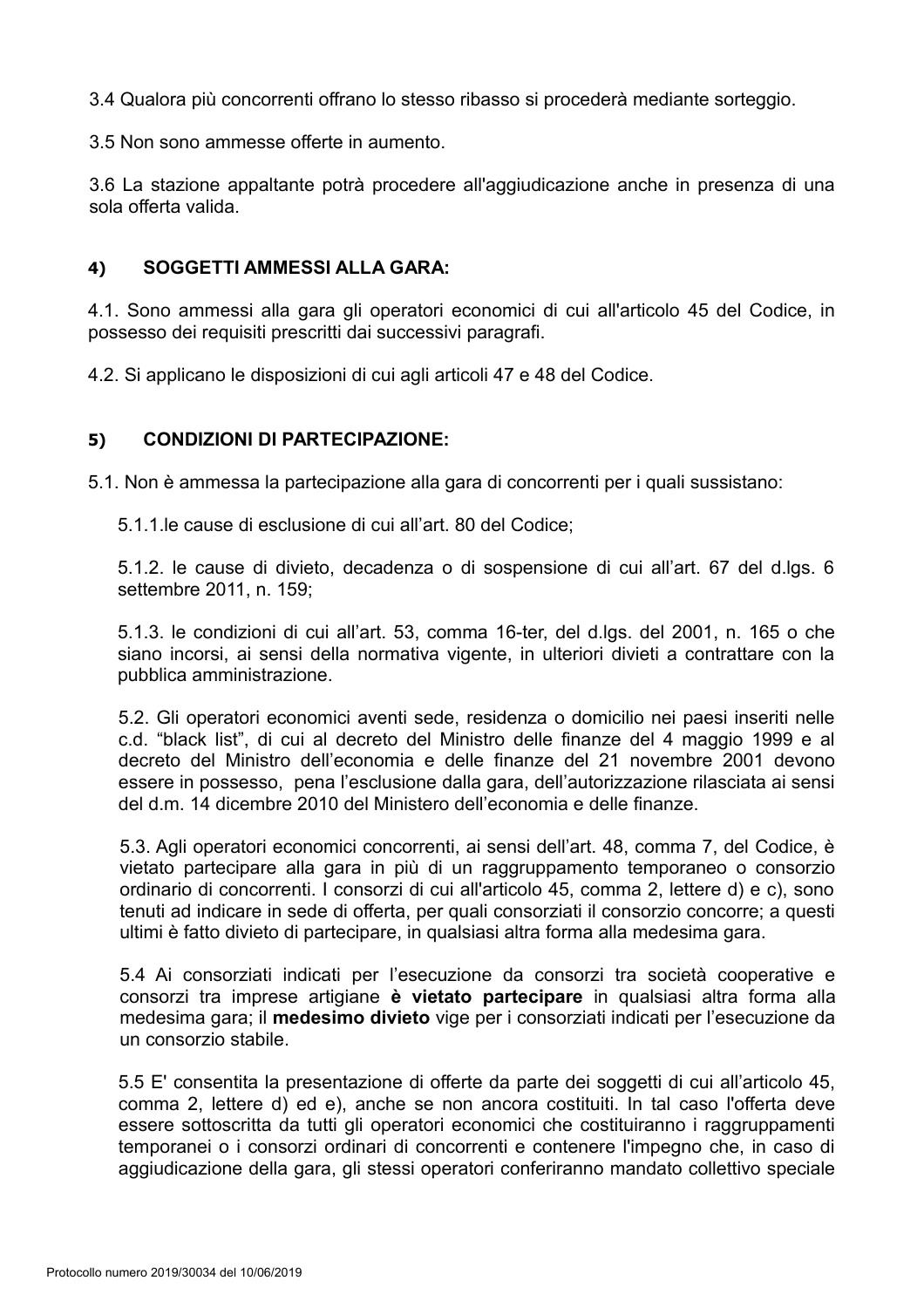3.4 Qualora più concorrenti offrano lo stesso ribasso si procederà mediante sorteggio.

3.5 Non sono ammesse offerte in aumento.

3.6 La stazione appaltante potrà procedere all'aggiudicazione anche in presenza di una sola offerta valida.

### 4) SOGGETTI AMMESSI ALLA GARA:

4.1. Sono ammessi alla gara gli operatori economici di cui all'articolo 45 del Codice, in possesso dei requisiti prescritti dai successivi paragrafi.

4.2. Si applicano le disposizioni di cui agli articoli 47 e 48 del Codice.

### 5) CONDIZIONI DI PARTECIPAZIONE:

5.1. Non è ammessa la partecipazione alla gara di concorrenti per i quali sussistano:

5.1.1.le cause di esclusione di cui all'art. 80 del Codice;

5.1.2. le cause di divieto, decadenza o di sospensione di cui all'art. 67 del d.lgs. 6 settembre 2011, n. 159;

5.1.3. le condizioni di cui all'art. 53, comma 16-ter, del d.lgs. del 2001, n. 165 o che siano incorsi, ai sensi della normativa vigente, in ulteriori divieti a contrattare con la pubblica amministrazione.

5.2. Gli operatori economici aventi sede, residenza o domicilio nei paesi inseriti nelle c.d. "black list", di cui al decreto del Ministro delle finanze del 4 maggio 1999 e al decreto del Ministro dell'economia e delle finanze del 21 novembre 2001 devono essere in possesso, pena l'esclusione dalla gara, dell'autorizzazione rilasciata ai sensi del d.m. 14 dicembre 2010 del Ministero dell'economia e delle finanze.

5.3. Agli operatori economici concorrenti, ai sensi dell'art. 48, comma 7, del Codice, è vietato partecipare alla gara in più di un raggruppamento temporaneo o consorzio ordinario di concorrenti. I consorzi di cui all'articolo 45, comma 2, lettere d) e c), sono tenuti ad indicare in sede di offerta, per quali consorziati il consorzio concorre; a questi ultimi è fatto divieto di partecipare, in qualsiasi altra forma alla medesima gara.

5.4 Ai consorziati indicati per l'esecuzione da consorzi tra società cooperative e consorzi tra imprese artigiane **è vietato partecipare** in qualsiasi altra forma alla medesima gara; il **medesimo divieto** vige per i consorziati indicati per l'esecuzione da un consorzio stabile.

5.5 E' consentita la presentazione di offerte da parte dei soggetti di cui all'articolo 45, comma 2, lettere d) ed e), anche se non ancora costituiti. In tal caso l'offerta deve essere sottoscritta da tutti gli operatori economici che costituiranno i raggruppamenti temporanei o i consorzi ordinari di concorrenti e contenere l'impegno che, in caso di aggiudicazione della gara, gli stessi operatori conferiranno mandato collettivo speciale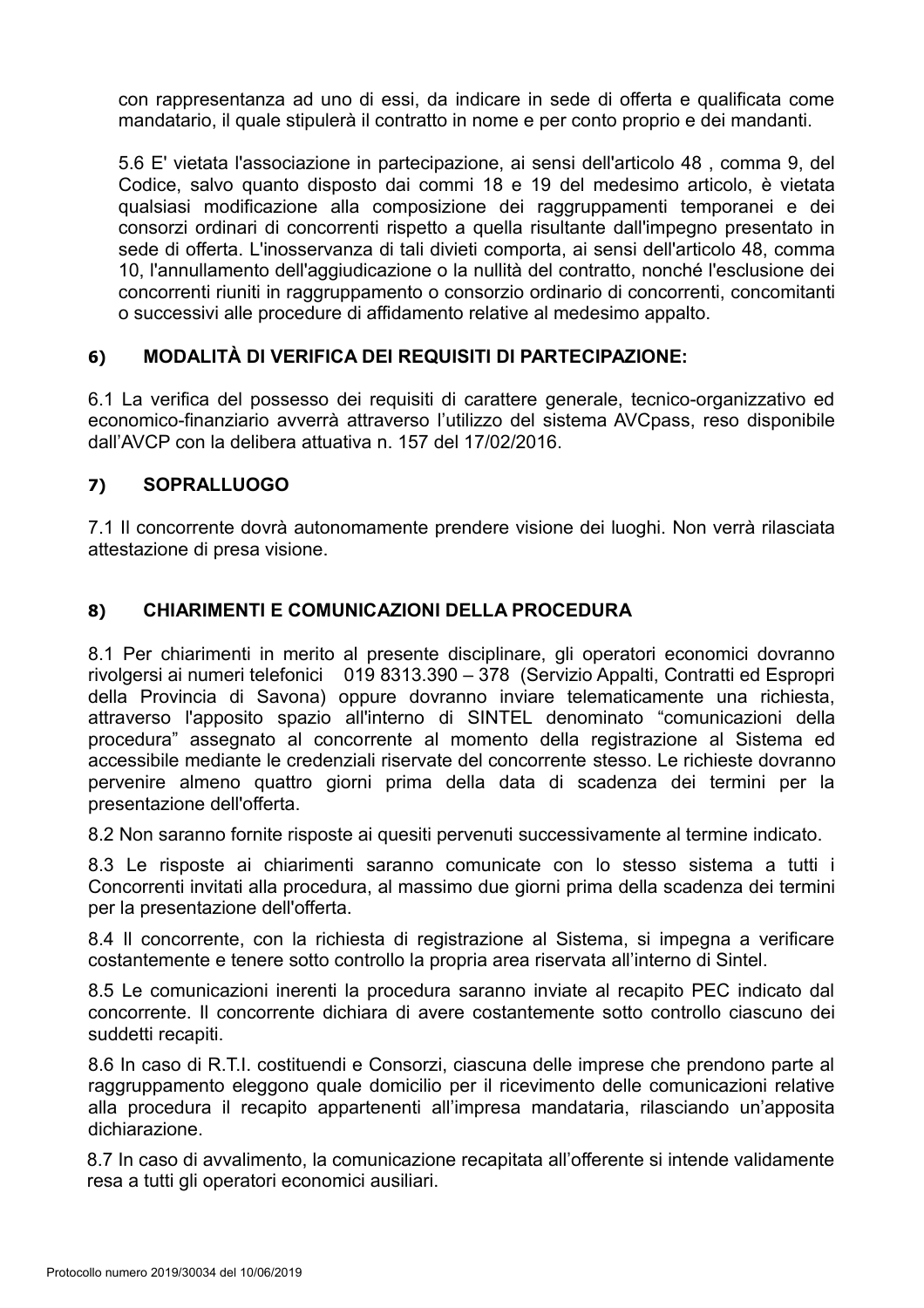con rappresentanza ad uno di essi, da indicare in sede di offerta e qualificata come mandatario, il quale stipulerà il contratto in nome e per conto proprio e dei mandanti.

5.6 E' vietata l'associazione in partecipazione, ai sensi dell'articolo 48 , comma 9, del Codice, salvo quanto disposto dai commi 18 e 19 del medesimo articolo, è vietata qualsiasi modificazione alla composizione dei raggruppamenti temporanei e dei consorzi ordinari di concorrenti rispetto a quella risultante dall'impegno presentato in sede di offerta. L'inosservanza di tali divieti comporta, ai sensi dell'articolo 48, comma 10, l'annullamento dell'aggiudicazione o la nullità del contratto, nonché l'esclusione dei concorrenti riuniti in raggruppamento o consorzio ordinario di concorrenti, concomitanti o successivi alle procedure di affidamento relative al medesimo appalto.

## 6) MODALITÀ DI VERIFICA DEI REQUISITI DI PARTECIPAZIONE:

6.1 La verifica del possesso dei requisiti di carattere generale, tecnico-organizzativo ed economico-finanziario avverrà attraverso l'utilizzo del sistema AVCpass, reso disponibile dall'AVCP con la delibera attuativa n. 157 del 17/02/2016.

## 7) SOPRALLUOGO

7.1 Il concorrente dovrà autonomamente prendere visione dei luoghi. Non verrà rilasciata attestazione di presa visione.

## 8) CHIARIMENTI E COMUNICAZIONI DELLA PROCEDURA

8.1 Per chiarimenti in merito al presente disciplinare, gli operatori economici dovranno rivolgersi ai numeri telefonici 019 8313.390 – 378 (Servizio Appalti, Contratti ed Espropri della Provincia di Savona) oppure dovranno inviare telematicamente una richiesta, attraverso l'apposito spazio all'interno di SINTEL denominato "comunicazioni della procedura" assegnato al concorrente al momento della registrazione al Sistema ed accessibile mediante le credenziali riservate del concorrente stesso. Le richieste dovranno pervenire almeno quattro giorni prima della data di scadenza dei termini per la presentazione dell'offerta.

8.2 Non saranno fornite risposte ai quesiti pervenuti successivamente al termine indicato.

8.3 Le risposte ai chiarimenti saranno comunicate con lo stesso sistema a tutti i Concorrenti invitati alla procedura, al massimo due giorni prima della scadenza dei termini per la presentazione dell'offerta.

8.4 Il concorrente, con la richiesta di registrazione al Sistema, si impegna a verificare costantemente e tenere sotto controllo la propria area riservata all'interno di Sintel.

8.5 Le comunicazioni inerenti la procedura saranno inviate al recapito PEC indicato dal concorrente. Il concorrente dichiara di avere costantemente sotto controllo ciascuno dei suddetti recapiti.

8.6 In caso di R.T.I. costituendi e Consorzi, ciascuna delle imprese che prendono parte al raggruppamento eleggono quale domicilio per il ricevimento delle comunicazioni relative alla procedura il recapito appartenenti all'impresa mandataria, rilasciando un'apposita dichiarazione.

8.7 In caso di avvalimento, la comunicazione recapitata all'offerente si intende validamente resa a tutti gli operatori economici ausiliari.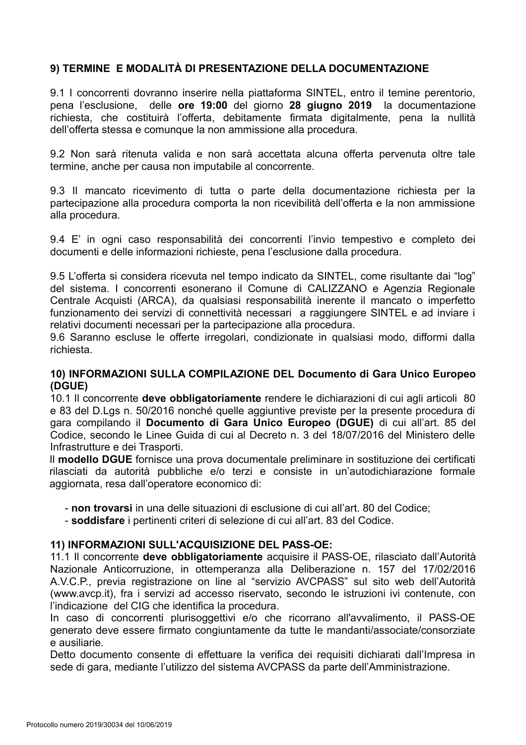### 9) TERMINE  E MODALITÀ DI PRESENTAZIONE DELLA DOCUMENTAZIONE

9.1 I concorrenti dovranno inserire nella piattaforma SINTEL, entro il temine perentorio, pena l'esclusione,  delle **ore 19:00** del giorno **28 giugno 2019** la documentazione richiesta, che costituirà l'offerta, debitamente firmata digitalmente, pena la nullità dell'offerta stessa e comunque la non ammissione alla procedura.

9.2 Non sarà ritenuta valida e non sarà accettata alcuna offerta pervenuta oltre tale termine, anche per causa non imputabile al concorrente.

9.3 Il mancato ricevimento di tutta o parte della documentazione richiesta per la partecipazione alla procedura comporta la non ricevibilità dell'offerta e la non ammissione alla procedura.

9.4 E' in ogni caso responsabilità dei concorrenti l'invio tempestivo e completo dei documenti e delle informazioni richieste, pena l'esclusione dalla procedura.

9.5 L'offerta si considera ricevuta nel tempo indicato da SINTEL, come risultante dai "log" del sistema. I concorrenti esonerano il Comune di CALIZZANO e Agenzia Regionale Centrale Acquisti (ARCA), da qualsiasi responsabilità inerente il mancato o imperfetto funzionamento dei servizi di connettività necessari  a raggiungere SINTEL e ad inviare i relativi documenti necessari per la partecipazione alla procedura.
9.6 Saranno escluse le offerte irregolari, condizionate in qualsiasi modo, difformi dalla richiesta.

### 10) INFORMAZIONI SULLA COMPILAZIONE DEL Documento di Gara Unico Europeo (DGUE)

10.1 Il concorrente **deve obbligatoriamente** rendere le dichiarazioni di cui agli articoli  80 e 83 del D.Lgs n. 50/2016 nonché quelle aggiuntive previste per la presente procedura di gara compilando il **Documento di Gara Unico Europeo (DGUE)** di cui all'art. 85 del Codice, secondo le Linee Guida di cui al Decreto n. 3 del 18/07/2016 del Ministero delle Infrastrutture e dei Trasporti.
Il **modello DGUE** fornisce una prova documentale preliminare in sostituzione dei certificati rilasciati da autorità pubbliche e/o terzi e consiste in un'autodichiarazione formale aggiornata, resa dall'operatore economico di:

- **non trovarsi** in una delle situazioni di esclusione di cui all'art. 80 del Codice;
- **soddisfare** i pertinenti criteri di selezione di cui all'art. 83 del Codice.

### 11) INFORMAZIONI SULL'ACQUISIZIONE DEL PASS-OE:

11.1 Il concorrente **deve obbligatoriamente** acquisire il PASS-OE, rilasciato dall'Autorità Nazionale Anticorruzione, in ottemperanza alla Deliberazione n. 157 del 17/02/2016 A.V.C.P., previa registrazione on line al "servizio AVCPASS" sul sito web dell'Autorità (www.avcp.it), fra i servizi ad accesso riservato, secondo le istruzioni ivi contenute, con l'indicazione  del CIG che identifica la procedura.
In caso di concorrenti plurisoggettivi e/o che ricorrano all'avvalimento, il PASS-OE generato deve essere firmato congiuntamente da tutte le mandanti/associate/consorziate e ausiliarie.
Detto documento consente di effettuare la verifica dei requisiti dichiarati dall'Impresa in sede di gara, mediante l'utilizzo del sistema AVCPASS da parte dell'Amministrazione.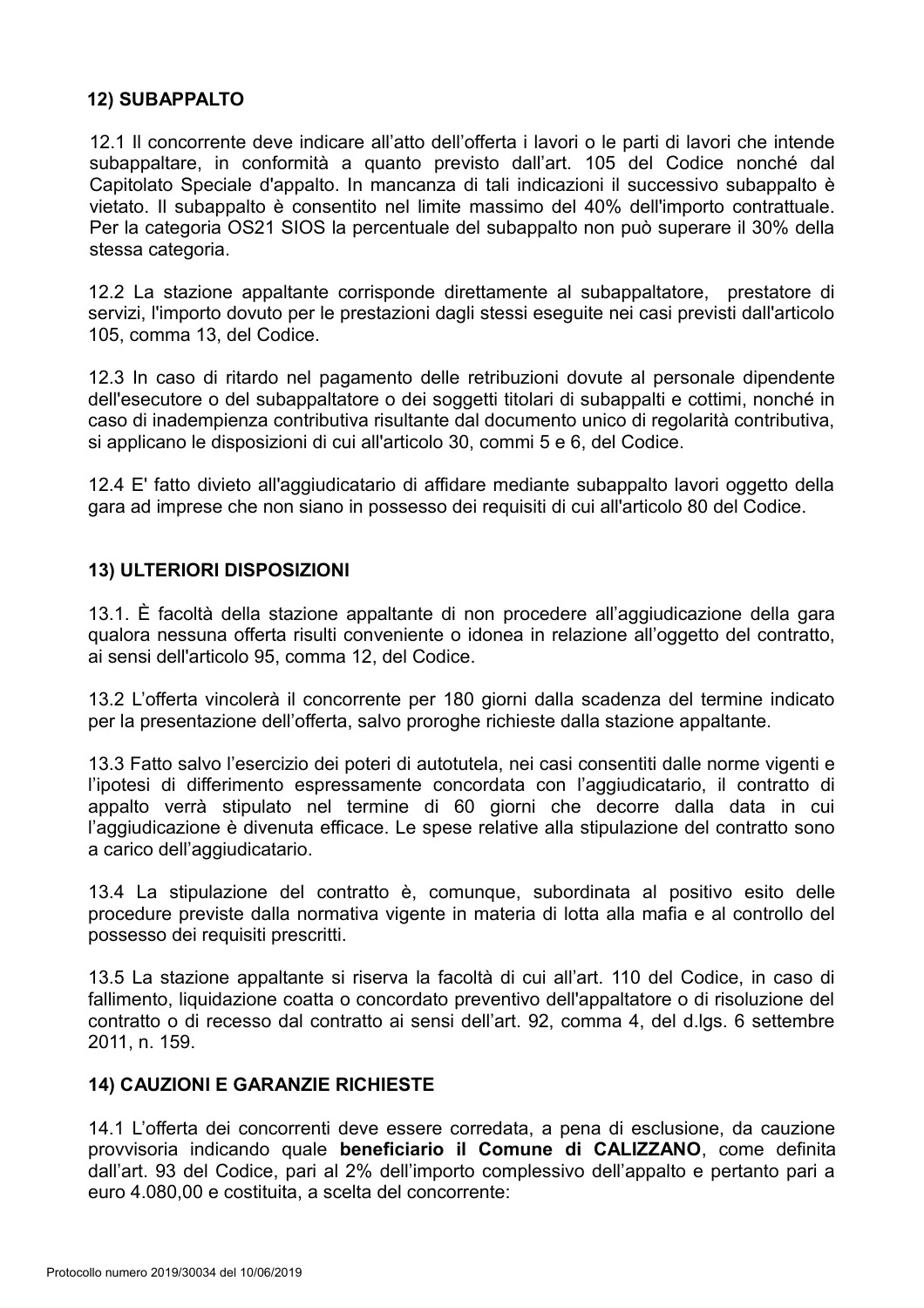## 12) SUBAPPALTO

12.1 Il concorrente deve indicare all'atto dell'offerta i lavori o le parti di lavori che intende subappaltare, in conformità a quanto previsto dall'art. 105 del Codice nonché dal Capitolato Speciale d'appalto. In mancanza di tali indicazioni il successivo subappalto è vietato. Il subappalto è consentito nel limite massimo del 40% dell'importo contrattuale. Per la categoria OS21 SIOS la percentuale del subappalto non può superare il 30% della stessa categoria.

12.2 La stazione appaltante corrisponde direttamente al subappaltatore, prestatore di servizi, l'importo dovuto per le prestazioni dagli stessi eseguite nei casi previsti dall'articolo 105, comma 13, del Codice.

12.3 In caso di ritardo nel pagamento delle retribuzioni dovute al personale dipendente dell'esecutore o del subappaltatore o dei soggetti titolari di subappalti e cottimi, nonché in caso di inadempienza contributiva risultante dal documento unico di regolarità contributiva, si applicano le disposizioni di cui all'articolo 30, commi 5 e 6, del Codice.

12.4 E' fatto divieto all'aggiudicatario di affidare mediante subappalto lavori oggetto della gara ad imprese che non siano in possesso dei requisiti di cui all'articolo 80 del Codice.

## 13) ULTERIORI DISPOSIZIONI

13.1. È facoltà della stazione appaltante di non procedere all'aggiudicazione della gara qualora nessuna offerta risulti conveniente o idonea in relazione all'oggetto del contratto, ai sensi dell'articolo 95, comma 12, del Codice.

13.2 L'offerta vincolerà il concorrente per 180 giorni dalla scadenza del termine indicato per la presentazione dell'offerta, salvo proroghe richieste dalla stazione appaltante.

13.3 Fatto salvo l'esercizio dei poteri di autotutela, nei casi consentiti dalle norme vigenti e l'ipotesi di differimento espressamente concordata con l'aggiudicatario, il contratto di appalto verrà stipulato nel termine di 60 giorni che decorre dalla data in cui l'aggiudicazione è divenuta efficace. Le spese relative alla stipulazione del contratto sono a carico dell'aggiudicatario.

13.4 La stipulazione del contratto è, comunque, subordinata al positivo esito delle procedure previste dalla normativa vigente in materia di lotta alla mafia e al controllo del possesso dei requisiti prescritti.

13.5 La stazione appaltante si riserva la facoltà di cui all'art. 110 del Codice, in caso di fallimento, liquidazione coatta o concordato preventivo dell'appaltatore o di risoluzione del contratto o di recesso dal contratto ai sensi dell'art. 92, comma 4, del d.lgs. 6 settembre 2011, n. 159.

## 14) CAUZIONI E GARANZIE RICHIESTE

14.1 L'offerta dei concorrenti deve essere corredata, a pena di esclusione, da cauzione provvisoria indicando quale **beneficiario il Comune di CALIZZANO**, come definita dall'art. 93 del Codice, pari al 2% dell'importo complessivo dell'appalto e pertanto pari a euro 4.080,00 e costituita, a scelta del concorrente: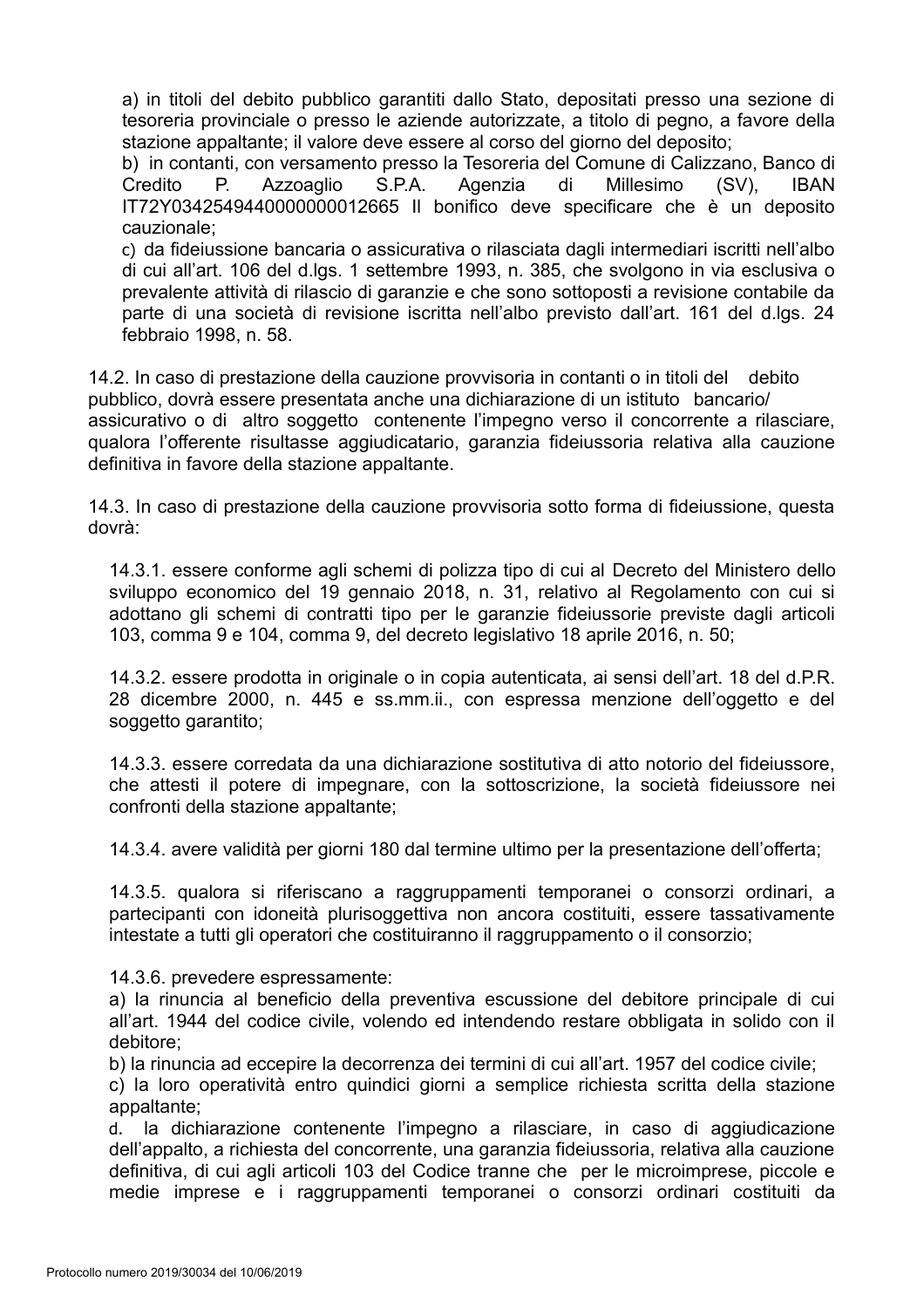a) in titoli del debito pubblico garantiti dallo Stato, depositati presso una sezione di tesoreria provinciale o presso le aziende autorizzate, a titolo di pegno, a favore della stazione appaltante; il valore deve essere al corso del giorno del deposito;

b) in contanti, con versamento presso la Tesoreria del Comune di Calizzano, Banco di Credito P. Azzoaglio S.P.A. Agenzia di Millesimo (SV), IBAN IT72Y0342549440000000012665 Il bonifico deve specificare che è un deposito cauzionale;

c) da fideiussione bancaria o assicurativa o rilasciata dagli intermediari iscritti nell'albo di cui all'art. 106 del d.lgs. 1 settembre 1993, n. 385, che svolgono in via esclusiva o prevalente attività di rilascio di garanzie e che sono sottoposti a revisione contabile da parte di una società di revisione iscritta nell'albo previsto dall'art. 161 del d.lgs. 24 febbraio 1998, n. 58.

14.2. In caso di prestazione della cauzione provvisoria in contanti o in titoli del debito pubblico, dovrà essere presentata anche una dichiarazione di un istituto bancario/ assicurativo o di altro soggetto contenente l'impegno verso il concorrente a rilasciare, qualora l'offerente risultasse aggiudicatario, garanzia fideiussoria relativa alla cauzione definitiva in favore della stazione appaltante.

14.3. In caso di prestazione della cauzione provvisoria sotto forma di fideiussione, questa dovrà:

14.3.1. essere conforme agli schemi di polizza tipo di cui al Decreto del Ministero dello sviluppo economico del 19 gennaio 2018, n. 31, relativo al Regolamento con cui si adottano gli schemi di contratti tipo per le garanzie fideiussorie previste dagli articoli 103, comma 9 e 104, comma 9, del decreto legislativo 18 aprile 2016, n. 50;

14.3.2. essere prodotta in originale o in copia autenticata, ai sensi dell'art. 18 del d.P.R. 28 dicembre 2000, n. 445 e ss.mm.ii., con espressa menzione dell'oggetto e del soggetto garantito;

14.3.3. essere corredata da una dichiarazione sostitutiva di atto notorio del fideiussore, che attesti il potere di impegnare, con la sottoscrizione, la società fideiussore nei confronti della stazione appaltante;

14.3.4. avere validità per giorni 180 dal termine ultimo per la presentazione dell'offerta;

14.3.5. qualora si riferiscano a raggruppamenti temporanei o consorzi ordinari, a partecipanti con idoneità plurisoggettiva non ancora costituiti, essere tassativamente intestate a tutti gli operatori che costituiranno il raggruppamento o il consorzio;

14.3.6. prevedere espressamente:

a) la rinuncia al beneficio della preventiva escussione del debitore principale di cui all'art. 1944 del codice civile, volendo ed intendendo restare obbligata in solido con il debitore;

b) la rinuncia ad eccepire la decorrenza dei termini di cui all'art. 1957 del codice civile;

c) la loro operatività entro quindici giorni a semplice richiesta scritta della stazione appaltante;

d. la dichiarazione contenente l'impegno a rilasciare, in caso di aggiudicazione dell'appalto, a richiesta del concorrente, una garanzia fideiussoria, relativa alla cauzione definitiva, di cui agli articoli 103 del Codice tranne che per le microimprese, piccole e medie imprese e i raggruppamenti temporanei o consorzi ordinari costituiti da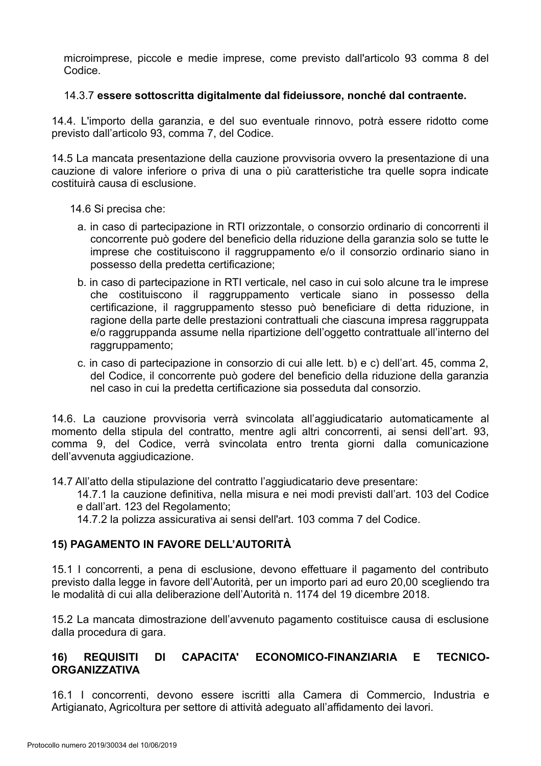microimprese, piccole e medie imprese, come previsto dall'articolo 93 comma 8 del Codice.

14.3.7 **essere sottoscritta digitalmente dal fideiussore, nonché dal contraente.**

14.4. L'importo della garanzia, e del suo eventuale rinnovo, potrà essere ridotto come previsto dall'articolo 93, comma 7, del Codice.

14.5 La mancata presentazione della cauzione provvisoria ovvero la presentazione di una cauzione di valore inferiore o priva di una o più caratteristiche tra quelle sopra indicate costituirà causa di esclusione.

14.6 Si precisa che:

a. in caso di partecipazione in RTI orizzontale, o consorzio ordinario di concorrenti il concorrente può godere del beneficio della riduzione della garanzia solo se tutte le imprese che costituiscono il raggruppamento e/o il consorzio ordinario siano in possesso della predetta certificazione;

b. in caso di partecipazione in RTI verticale, nel caso in cui solo alcune tra le imprese che costituiscono il raggruppamento verticale siano in possesso della certificazione, il raggruppamento stesso può beneficiare di detta riduzione, in ragione della parte delle prestazioni contrattuali che ciascuna impresa raggruppata e/o raggruppanda assume nella ripartizione dell'oggetto contrattuale all'interno del raggruppamento;

c. in caso di partecipazione in consorzio di cui alle lett. b) e c) dell'art. 45, comma 2, del Codice, il concorrente può godere del beneficio della riduzione della garanzia nel caso in cui la predetta certificazione sia posseduta dal consorzio.

14.6. La cauzione provvisoria verrà svincolata all'aggiudicatario automaticamente al momento della stipula del contratto, mentre agli altri concorrenti, ai sensi dell'art. 93, comma 9, del Codice, verrà svincolata entro trenta giorni dalla comunicazione dell'avvenuta aggiudicazione.

14.7 All'atto della stipulazione del contratto l'aggiudicatario deve presentare:

14.7.1 la cauzione definitiva, nella misura e nei modi previsti dall'art. 103 del Codice e dall'art. 123 del Regolamento;

14.7.2 la polizza assicurativa ai sensi dell'art. 103 comma 7 del Codice.

## 15) PAGAMENTO IN FAVORE DELL'AUTORITÀ

15.1 I concorrenti, a pena di esclusione, devono effettuare il pagamento del contributo previsto dalla legge in favore dell'Autorità, per un importo pari ad euro 20,00 scegliendo tra le modalità di cui alla deliberazione dell'Autorità n. 1174 del 19 dicembre 2018.

15.2 La mancata dimostrazione dell'avvenuto pagamento costituisce causa di esclusione dalla procedura di gara.

## 16) REQUISITI DI CAPACITA' ECONOMICO-FINANZIARIA E TECNICO-ORGANIZZATIVA

16.1 I concorrenti, devono essere iscritti alla Camera di Commercio, Industria e Artigianato, Agricoltura per settore di attività adeguato all'affidamento dei lavori.

Protocollo numero 2019/30034 del 10/06/2019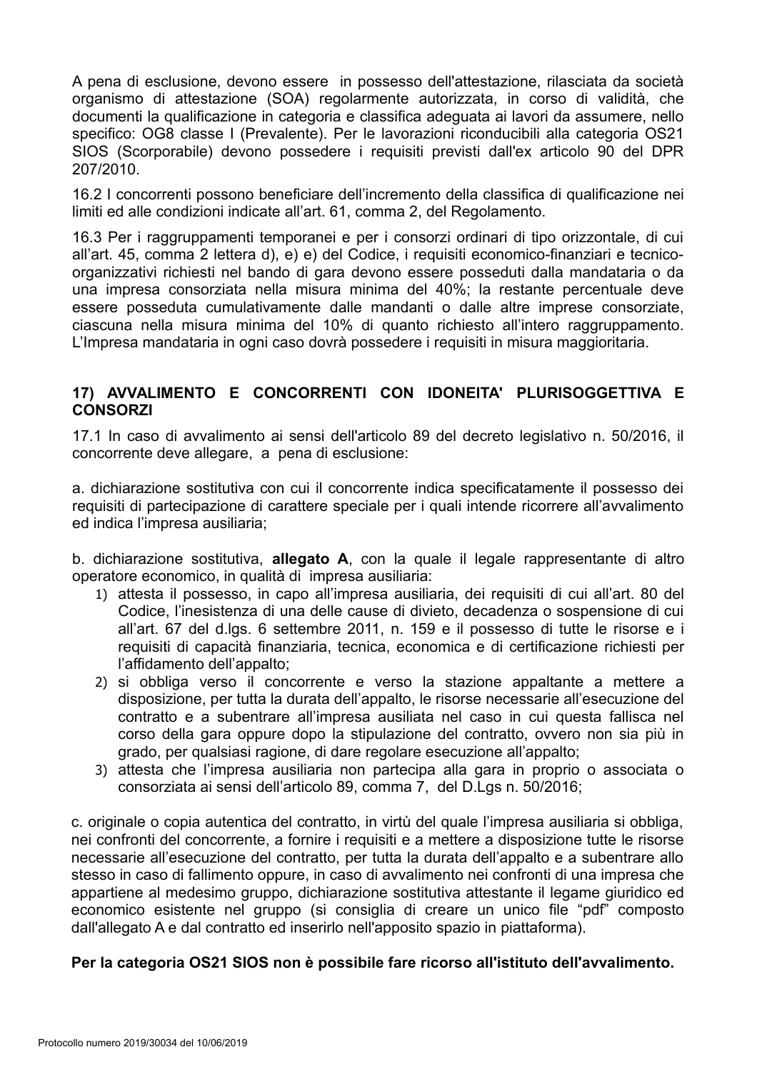A pena di esclusione, devono essere in possesso dell'attestazione, rilasciata da società organismo di attestazione (SOA) regolarmente autorizzata, in corso di validità, che documenti la qualificazione in categoria e classifica adeguata ai lavori da assumere, nello specifico: OG8 classe I (Prevalente). Per le lavorazioni riconducibili alla categoria OS21 SIOS (Scorporabile) devono possedere i requisiti previsti dall'ex articolo 90 del DPR 207/2010.

16.2 I concorrenti possono beneficiare dell'incremento della classifica di qualificazione nei limiti ed alle condizioni indicate all'art. 61, comma 2, del Regolamento.

16.3 Per i raggruppamenti temporanei e per i consorzi ordinari di tipo orizzontale, di cui all'art. 45, comma 2 lettera d), e) e) del Codice, i requisiti economico-finanziari e tecnico-organizzativi richiesti nel bando di gara devono essere posseduti dalla mandataria o da una impresa consorziata nella misura minima del 40%; la restante percentuale deve essere posseduta cumulativamente dalle mandanti o dalle altre imprese consorziate, ciascuna nella misura minima del 10% di quanto richiesto all'intero raggruppamento. L'Impresa mandataria in ogni caso dovrà possedere i requisiti in misura maggioritaria.

## 17) AVVALIMENTO E CONCORRENTI CON IDONEITA' PLURISOGGETTIVA E CONSORZI

17.1 In caso di avvalimento ai sensi dell'articolo 89 del decreto legislativo n. 50/2016, il concorrente deve allegare, a pena di esclusione:

a. dichiarazione sostitutiva con cui il concorrente indica specificatamente il possesso dei requisiti di partecipazione di carattere speciale per i quali intende ricorrere all'avvalimento ed indica l'impresa ausiliaria;

b. dichiarazione sostitutiva, **allegato A**, con la quale il legale rappresentante di altro operatore economico, in qualità di impresa ausiliaria:

1) attesta il possesso, in capo all'impresa ausiliaria, dei requisiti di cui all'art. 80 del Codice, l'inesistenza di una delle cause di divieto, decadenza o sospensione di cui all'art. 67 del d.lgs. 6 settembre 2011, n. 159 e il possesso di tutte le risorse e i requisiti di capacità finanziaria, tecnica, economica e di certificazione richiesti per l'affidamento dell'appalto;
2) si obbliga verso il concorrente e verso la stazione appaltante a mettere a disposizione, per tutta la durata dell'appalto, le risorse necessarie all'esecuzione del contratto e a subentrare all'impresa ausiliata nel caso in cui questa fallisca nel corso della gara oppure dopo la stipulazione del contratto, ovvero non sia più in grado, per qualsiasi ragione, di dare regolare esecuzione all'appalto;
3) attesta che l'impresa ausiliaria non partecipa alla gara in proprio o associata o consorziata ai sensi dell'articolo 89, comma 7, del D.Lgs n. 50/2016;

c. originale o copia autentica del contratto, in virtù del quale l'impresa ausiliaria si obbliga, nei confronti del concorrente, a fornire i requisiti e a mettere a disposizione tutte le risorse necessarie all'esecuzione del contratto, per tutta la durata dell'appalto e a subentrare allo stesso in caso di fallimento oppure, in caso di avvalimento nei confronti di una impresa che appartiene al medesimo gruppo, dichiarazione sostitutiva attestante il legame giuridico ed economico esistente nel gruppo (si consiglia di creare un unico file "pdf" composto dall'allegato A e dal contratto ed inserirlo nell'apposito spazio in piattaforma).

**Per la categoria OS21 SIOS non è possibile fare ricorso all'istituto dell'avvalimento.**

Protocollo numero 2019/30034 del 10/06/2019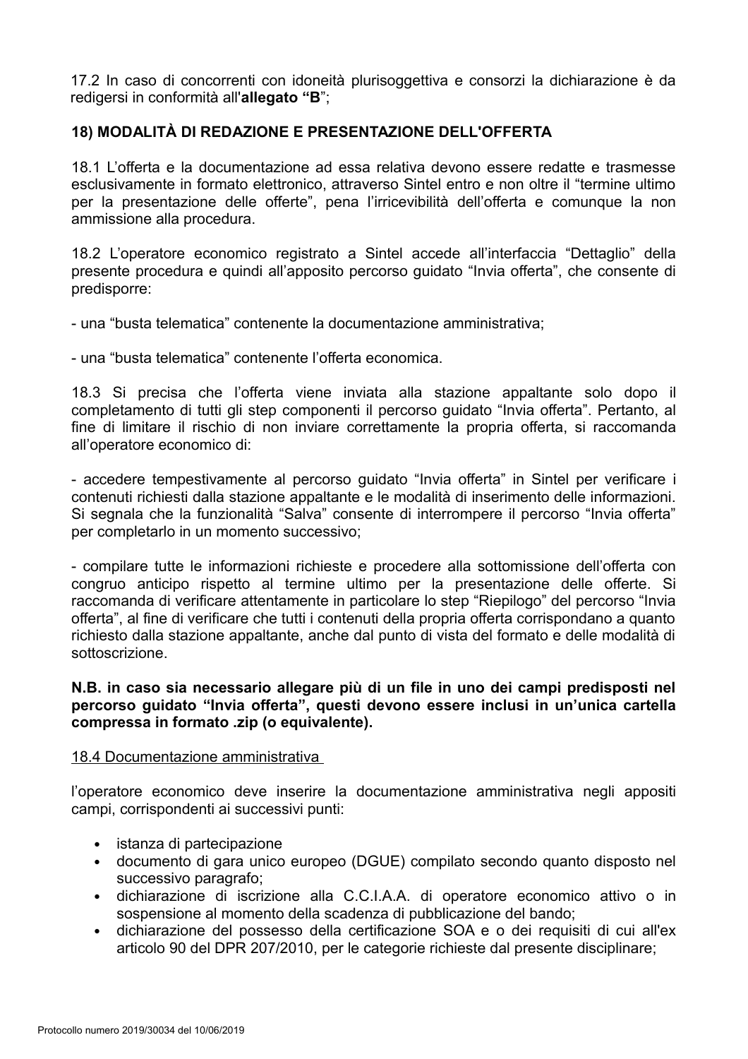17.2 In caso di concorrenti con idoneità plurisoggettiva e consorzi la dichiarazione è da redigersi in conformità all'**allegato "B**";

## 18) MODALITÀ DI REDAZIONE E PRESENTAZIONE DELL'OFFERTA

18.1 L'offerta e la documentazione ad essa relativa devono essere redatte e trasmesse esclusivamente in formato elettronico, attraverso Sintel entro e non oltre il "termine ultimo per la presentazione delle offerte", pena l'irricevibilità dell'offerta e comunque la non ammissione alla procedura.

18.2 L'operatore economico registrato a Sintel accede all'interfaccia "Dettaglio" della presente procedura e quindi all'apposito percorso guidato "Invia offerta", che consente di predisporre:

- una "busta telematica" contenente la documentazione amministrativa;

- una "busta telematica" contenente l'offerta economica.

18.3 Si precisa che l'offerta viene inviata alla stazione appaltante solo dopo il completamento di tutti gli step componenti il percorso guidato "Invia offerta". Pertanto, al fine di limitare il rischio di non inviare correttamente la propria offerta, si raccomanda all'operatore economico di:

- accedere tempestivamente al percorso guidato "Invia offerta" in Sintel per verificare i contenuti richiesti dalla stazione appaltante e le modalità di inserimento delle informazioni. Si segnala che la funzionalità "Salva" consente di interrompere il percorso "Invia offerta" per completarlo in un momento successivo;

- compilare tutte le informazioni richieste e procedere alla sottomissione dell'offerta con congruo anticipo rispetto al termine ultimo per la presentazione delle offerte. Si raccomanda di verificare attentamente in particolare lo step "Riepilogo" del percorso "Invia offerta", al fine di verificare che tutti i contenuti della propria offerta corrispondano a quanto richiesto dalla stazione appaltante, anche dal punto di vista del formato e delle modalità di sottoscrizione.

**N.B. in caso sia necessario allegare più di un file in uno dei campi predisposti nel percorso guidato "Invia offerta", questi devono essere inclusi in un'unica cartella compressa in formato .zip (o equivalente).**

<u>18.4 Documentazione amministrativa</u>

l'operatore economico deve inserire la documentazione amministrativa negli appositi campi, corrispondenti ai successivi punti:

- istanza di partecipazione
- documento di gara unico europeo (DGUE) compilato secondo quanto disposto nel successivo paragrafo;
- dichiarazione di iscrizione alla C.C.I.A.A. di operatore economico attivo o in sospensione al momento della scadenza di pubblicazione del bando;
- dichiarazione del possesso della certificazione SOA e o dei requisiti di cui all'ex articolo 90 del DPR 207/2010, per le categorie richieste dal presente disciplinare;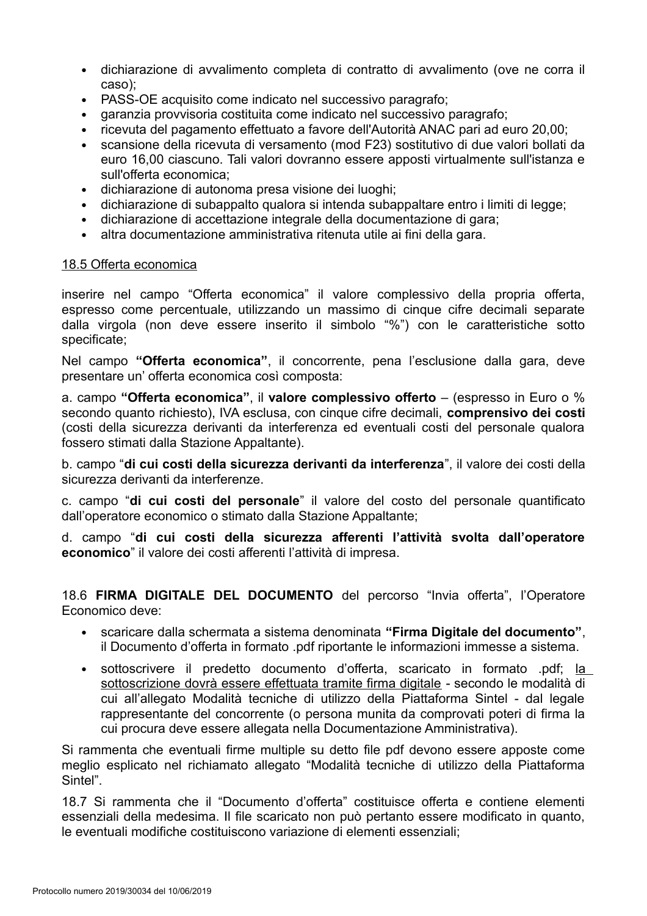- dichiarazione di avvalimento completa di contratto di avvalimento (ove ne corra il caso);
- PASS-OE acquisito come indicato nel successivo paragrafo;
- garanzia provvisoria costituita come indicato nel successivo paragrafo;
- ricevuta del pagamento effettuato a favore dell'Autorità ANAC pari ad euro 20,00;
- scansione della ricevuta di versamento (mod F23) sostitutivo di due valori bollati da euro 16,00 ciascuno. Tali valori dovranno essere apposti virtualmente sull'istanza e sull'offerta economica;
- dichiarazione di autonoma presa visione dei luoghi;
- dichiarazione di subappalto qualora si intenda subappaltare entro i limiti di legge;
- dichiarazione di accettazione integrale della documentazione di gara;
- altra documentazione amministrativa ritenuta utile ai fini della gara.

<u>18.5 Offerta economica</u>

inserire nel campo "Offerta economica" il valore complessivo della propria offerta, espresso come percentuale, utilizzando un massimo di cinque cifre decimali separate dalla virgola (non deve essere inserito il simbolo "%") con le caratteristiche sotto specificate;

Nel campo **"Offerta economica"**, il concorrente, pena l'esclusione dalla gara, deve presentare un' offerta economica così composta:

a. campo **"Offerta economica"**, il **valore complessivo offerto** – (espresso in Euro o % secondo quanto richiesto), IVA esclusa, con cinque cifre decimali, **comprensivo dei costi** (costi della sicurezza derivanti da interferenza ed eventuali costi del personale qualora fossero stimati dalla Stazione Appaltante).

b. campo "**di cui costi della sicurezza derivanti da interferenza**", il valore dei costi della sicurezza derivanti da interferenze.

c. campo "**di cui costi del personale**" il valore del costo del personale quantificato dall'operatore economico o stimato dalla Stazione Appaltante;

d. campo "**di cui costi della sicurezza afferenti l'attività svolta dall'operatore economico**" il valore dei costi afferenti l'attività di impresa.

18.6 **FIRMA DIGITALE DEL DOCUMENTO** del percorso "Invia offerta", l'Operatore Economico deve:

- scaricare dalla schermata a sistema denominata **"Firma Digitale del documento"**, il Documento d'offerta in formato .pdf riportante le informazioni immesse a sistema.
- sottoscrivere il predetto documento d'offerta, scaricato in formato .pdf; <u>la sottoscrizione dovrà essere effettuata tramite firma digitale</u> - secondo le modalità di cui all'allegato Modalità tecniche di utilizzo della Piattaforma Sintel - dal legale rappresentante del concorrente (o persona munita da comprovati poteri di firma la cui procura deve essere allegata nella Documentazione Amministrativa).

Si rammenta che eventuali firme multiple su detto file pdf devono essere apposte come meglio esplicato nel richiamato allegato "Modalità tecniche di utilizzo della Piattaforma Sintel".

18.7 Si rammenta che il "Documento d'offerta" costituisce offerta e contiene elementi essenziali della medesima. Il file scaricato non può pertanto essere modificato in quanto, le eventuali modifiche costituiscono variazione di elementi essenziali;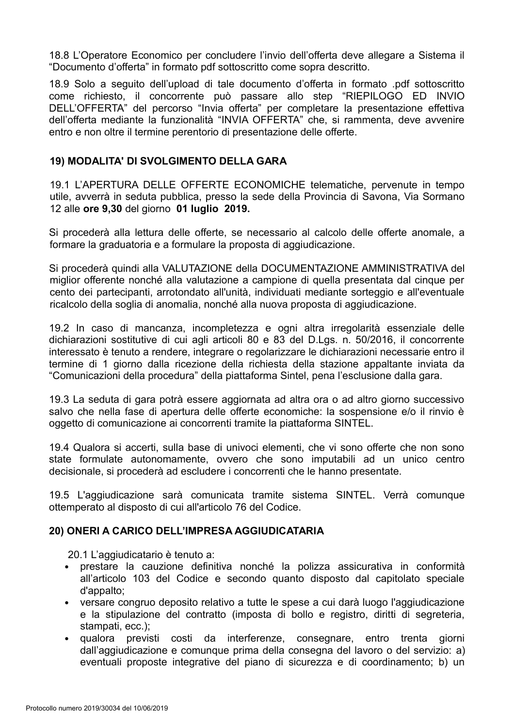18.8 L'Operatore Economico per concludere l'invio dell'offerta deve allegare a Sistema il "Documento d'offerta" in formato pdf sottoscritto come sopra descritto.

18.9 Solo a seguito dell'upload di tale documento d'offerta in formato .pdf sottoscritto come richiesto, il concorrente può passare allo step "RIEPILOGO ED INVIO DELL'OFFERTA" del percorso "Invia offerta" per completare la presentazione effettiva dell'offerta mediante la funzionalità "INVIA OFFERTA" che, si rammenta, deve avvenire entro e non oltre il termine perentorio di presentazione delle offerte.

## 19) MODALITA' DI SVOLGIMENTO DELLA GARA

19.1 L'APERTURA DELLE OFFERTE ECONOMICHE telematiche, pervenute in tempo utile, avverrà in seduta pubblica, presso la sede della Provincia di Savona, Via Sormano 12 alle **ore 9,30** del giorno **01 luglio 2019.**

Si procederà alla lettura delle offerte, se necessario al calcolo delle offerte anomale, a formare la graduatoria e a formulare la proposta di aggiudicazione.

Si procederà quindi alla VALUTAZIONE della DOCUMENTAZIONE AMMINISTRATIVA del miglior offerente nonché alla valutazione a campione di quella presentata dal cinque per cento dei partecipanti, arrotondato all'unità, individuati mediante sorteggio e all'eventuale ricalcolo della soglia di anomalia, nonché alla nuova proposta di aggiudicazione.

19.2 In caso di mancanza, incompletezza e ogni altra irregolarità essenziale delle dichiarazioni sostitutive di cui agli articoli 80 e 83 del D.Lgs. n. 50/2016, il concorrente interessato è tenuto a rendere, integrare o regolarizzare le dichiarazioni necessarie entro il termine di 1 giorno dalla ricezione della richiesta della stazione appaltante inviata da "Comunicazioni della procedura" della piattaforma Sintel, pena l'esclusione dalla gara.

19.3 La seduta di gara potrà essere aggiornata ad altra ora o ad altro giorno successivo salvo che nella fase di apertura delle offerte economiche: la sospensione e/o il rinvio è oggetto di comunicazione ai concorrenti tramite la piattaforma SINTEL.

19.4 Qualora si accerti, sulla base di univoci elementi, che vi sono offerte che non sono state formulate autonomamente, ovvero che sono imputabili ad un unico centro decisionale, si procederà ad escludere i concorrenti che le hanno presentate.

19.5 L'aggiudicazione sarà comunicata tramite sistema SINTEL. Verrà comunque ottemperato al disposto di cui all'articolo 76 del Codice.

## 20) ONERI A CARICO DELL'IMPRESA AGGIUDICATARIA

20.1 L'aggiudicatario è tenuto a:

- prestare la cauzione definitiva nonché la polizza assicurativa in conformità all'articolo 103 del Codice e secondo quanto disposto dal capitolato speciale d'appalto;
- versare congruo deposito relativo a tutte le spese a cui darà luogo l'aggiudicazione e la stipulazione del contratto (imposta di bollo e registro, diritti di segreteria, stampati, ecc.);
- qualora previsti costi da interferenze, consegnare, entro trenta giorni dall'aggiudicazione e comunque prima della consegna del lavoro o del servizio: a) eventuali proposte integrative del piano di sicurezza e di coordinamento; b) un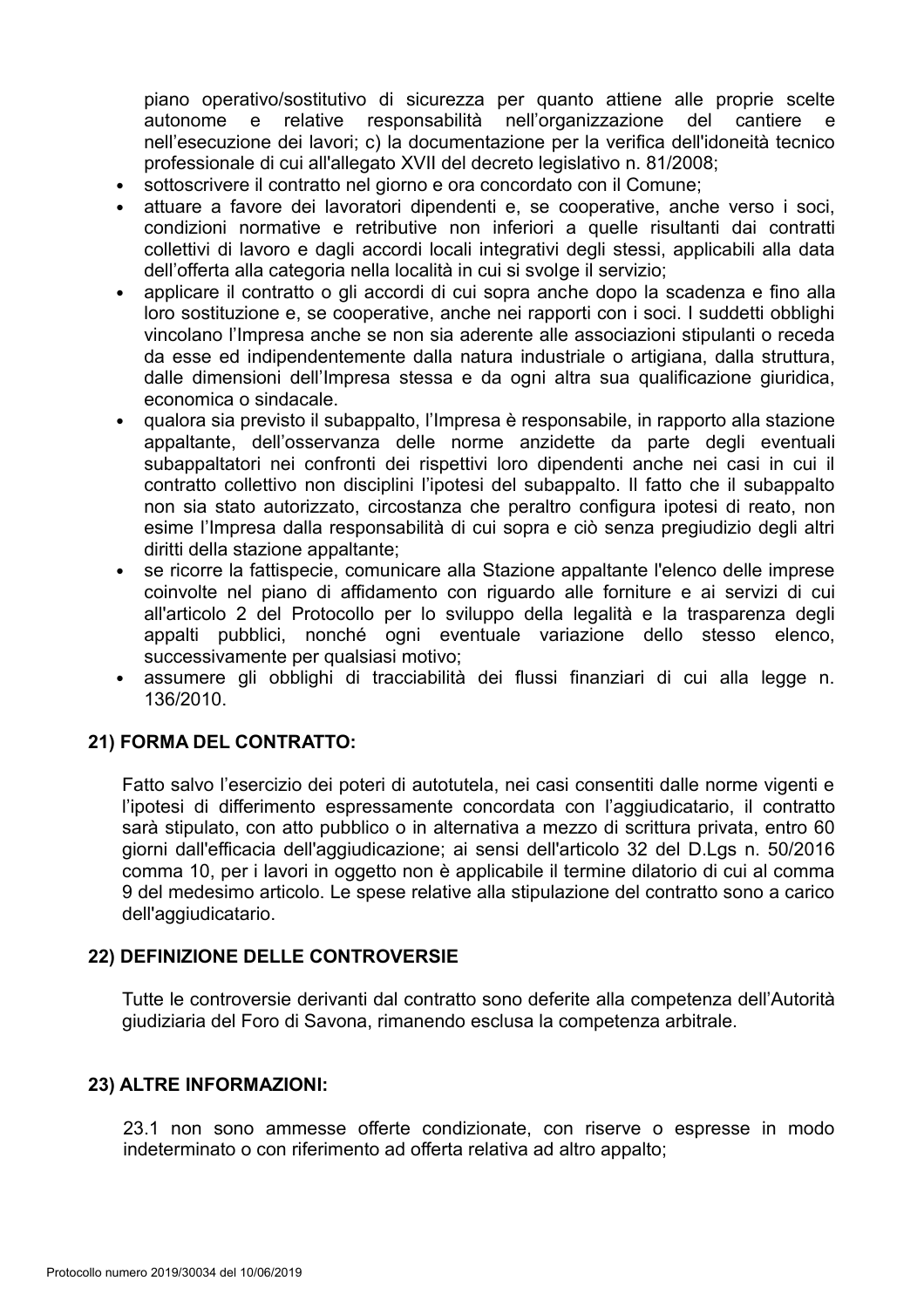piano operativo/sostitutivo di sicurezza per quanto attiene alle proprie scelte autonome e relative responsabilità nell'organizzazione del cantiere e nell'esecuzione dei lavori; c) la documentazione per la verifica dell'idoneità tecnico professionale di cui all'allegato XVII del decreto legislativo n. 81/2008;

- sottoscrivere il contratto nel giorno e ora concordato con il Comune;
- attuare a favore dei lavoratori dipendenti e, se cooperative, anche verso i soci, condizioni normative e retributive non inferiori a quelle risultanti dai contratti collettivi di lavoro e dagli accordi locali integrativi degli stessi, applicabili alla data dell'offerta alla categoria nella località in cui si svolge il servizio;
- applicare il contratto o gli accordi di cui sopra anche dopo la scadenza e fino alla loro sostituzione e, se cooperative, anche nei rapporti con i soci. I suddetti obblighi vincolano l'Impresa anche se non sia aderente alle associazioni stipulanti o receda da esse ed indipendentemente dalla natura industriale o artigiana, dalla struttura, dalle dimensioni dell'Impresa stessa e da ogni altra sua qualificazione giuridica, economica o sindacale.
- qualora sia previsto il subappalto, l'Impresa è responsabile, in rapporto alla stazione appaltante, dell'osservanza delle norme anzidette da parte degli eventuali subappaltatori nei confronti dei rispettivi loro dipendenti anche nei casi in cui il contratto collettivo non disciplini l'ipotesi del subappalto. Il fatto che il subappalto non sia stato autorizzato, circostanza che peraltro configura ipotesi di reato, non esime l'Impresa dalla responsabilità di cui sopra e ciò senza pregiudizio degli altri diritti della stazione appaltante;
- se ricorre la fattispecie, comunicare alla Stazione appaltante l'elenco delle imprese coinvolte nel piano di affidamento con riguardo alle forniture e ai servizi di cui all'articolo 2 del Protocollo per lo sviluppo della legalità e la trasparenza degli appalti pubblici, nonché ogni eventuale variazione dello stesso elenco, successivamente per qualsiasi motivo;
- assumere gli obblighi di tracciabilità dei flussi finanziari di cui alla legge n. 136/2010.

## 21) FORMA DEL CONTRATTO:

Fatto salvo l'esercizio dei poteri di autotutela, nei casi consentiti dalle norme vigenti e l'ipotesi di differimento espressamente concordata con l'aggiudicatario, il contratto sarà stipulato, con atto pubblico o in alternativa a mezzo di scrittura privata, entro 60 giorni dall'efficacia dell'aggiudicazione; ai sensi dell'articolo 32 del D.Lgs n. 50/2016 comma 10, per i lavori in oggetto non è applicabile il termine dilatorio di cui al comma 9 del medesimo articolo. Le spese relative alla stipulazione del contratto sono a carico dell'aggiudicatario.

## 22) DEFINIZIONE DELLE CONTROVERSIE

Tutte le controversie derivanti dal contratto sono deferite alla competenza dell'Autorità giudiziaria del Foro di Savona, rimanendo esclusa la competenza arbitrale.

## 23) ALTRE INFORMAZIONI:

23.1 non sono ammesse offerte condizionate, con riserve o espresse in modo indeterminato o con riferimento ad offerta relativa ad altro appalto;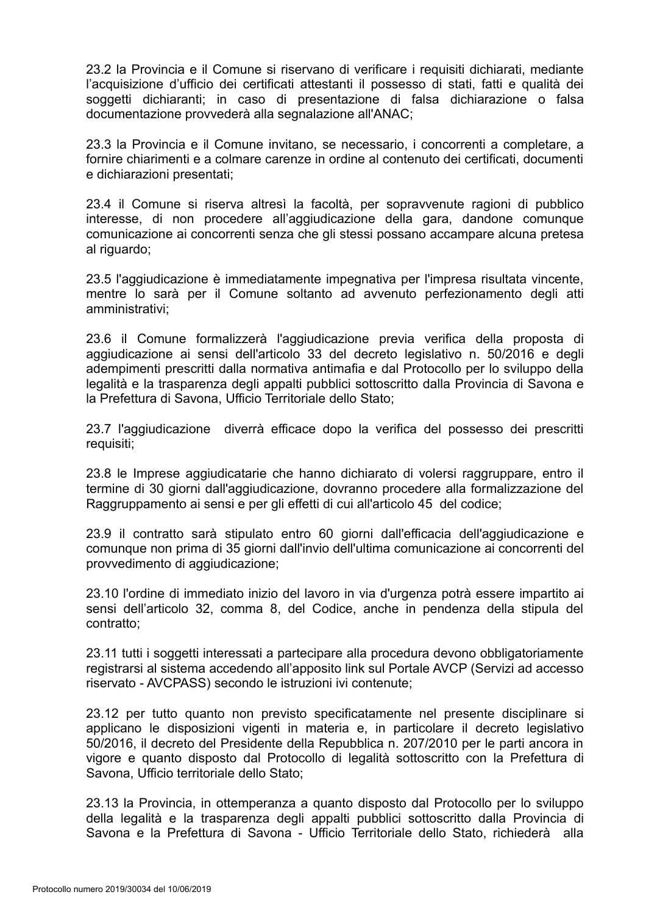23.2 la Provincia e il Comune si riservano di verificare i requisiti dichiarati, mediante l'acquisizione d'ufficio dei certificati attestanti il possesso di stati, fatti e qualità dei soggetti dichiaranti; in caso di presentazione di falsa dichiarazione o falsa documentazione provvederà alla segnalazione all'ANAC;

23.3 la Provincia e il Comune invitano, se necessario, i concorrenti a completare, a fornire chiarimenti e a colmare carenze in ordine al contenuto dei certificati, documenti e dichiarazioni presentati;

23.4 il Comune si riserva altresì la facoltà, per sopravvenute ragioni di pubblico interesse, di non procedere all'aggiudicazione della gara, dandone comunque comunicazione ai concorrenti senza che gli stessi possano accampare alcuna pretesa al riguardo;

23.5 l'aggiudicazione è immediatamente impegnativa per l'impresa risultata vincente, mentre lo sarà per il Comune soltanto ad avvenuto perfezionamento degli atti amministrativi;

23.6 il Comune formalizzerà l'aggiudicazione previa verifica della proposta di aggiudicazione ai sensi dell'articolo 33 del decreto legislativo n. 50/2016 e degli adempimenti prescritti dalla normativa antimafia e dal Protocollo per lo sviluppo della legalità e la trasparenza degli appalti pubblici sottoscritto dalla Provincia di Savona e la Prefettura di Savona, Ufficio Territoriale dello Stato;

23.7 l'aggiudicazione diverrà efficace dopo la verifica del possesso dei prescritti requisiti;

23.8 le Imprese aggiudicatarie che hanno dichiarato di volersi raggruppare, entro il termine di 30 giorni dall'aggiudicazione, dovranno procedere alla formalizzazione del Raggruppamento ai sensi e per gli effetti di cui all'articolo 45 del codice;

23.9 il contratto sarà stipulato entro 60 giorni dall'efficacia dell'aggiudicazione e comunque non prima di 35 giorni dall'invio dell'ultima comunicazione ai concorrenti del provvedimento di aggiudicazione;

23.10 l'ordine di immediato inizio del lavoro in via d'urgenza potrà essere impartito ai sensi dell'articolo 32, comma 8, del Codice, anche in pendenza della stipula del contratto;

23.11 tutti i soggetti interessati a partecipare alla procedura devono obbligatoriamente registrarsi al sistema accedendo all'apposito link sul Portale AVCP (Servizi ad accesso riservato - AVCPASS) secondo le istruzioni ivi contenute;

23.12 per tutto quanto non previsto specificatamente nel presente disciplinare si applicano le disposizioni vigenti in materia e, in particolare il decreto legislativo 50/2016, il decreto del Presidente della Repubblica n. 207/2010 per le parti ancora in vigore e quanto disposto dal Protocollo di legalità sottoscritto con la Prefettura di Savona, Ufficio territoriale dello Stato;

23.13 la Provincia, in ottemperanza a quanto disposto dal Protocollo per lo sviluppo della legalità e la trasparenza degli appalti pubblici sottoscritto dalla Provincia di Savona e la Prefettura di Savona - Ufficio Territoriale dello Stato, richiederà alla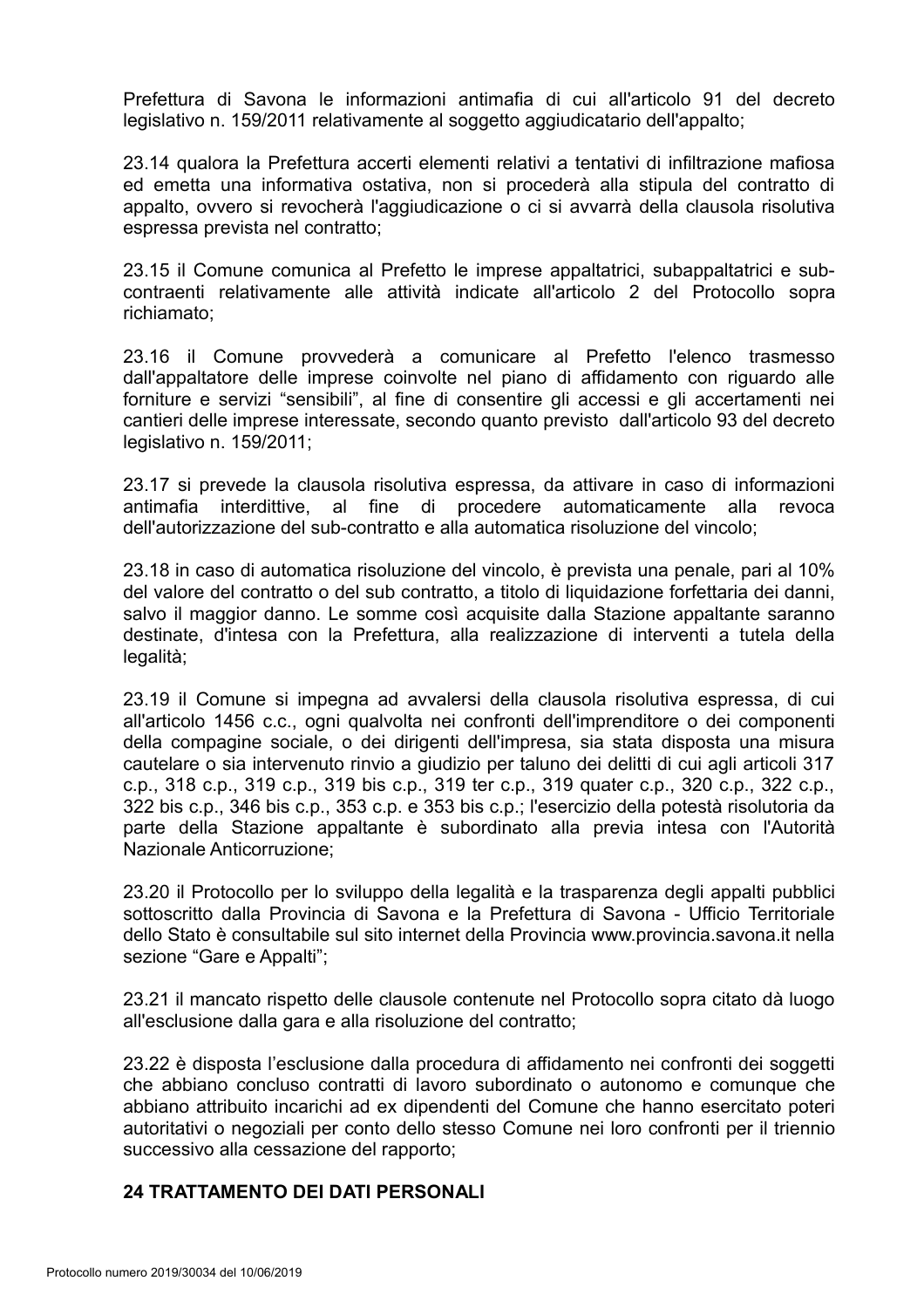Prefettura di Savona le informazioni antimafia di cui all'articolo 91 del decreto legislativo n. 159/2011 relativamente al soggetto aggiudicatario dell'appalto;

23.14 qualora la Prefettura accerti elementi relativi a tentativi di infiltrazione mafiosa ed emetta una informativa ostativa, non si procederà alla stipula del contratto di appalto, ovvero si revocherà l'aggiudicazione o ci si avvarrà della clausola risolutiva espressa prevista nel contratto;

23.15 il Comune comunica al Prefetto le imprese appaltatrici, subappaltatrici e sub-contraenti relativamente alle attività indicate all'articolo 2 del Protocollo sopra richiamato;

23.16 il Comune provvederà a comunicare al Prefetto l'elenco trasmesso dall'appaltatore delle imprese coinvolte nel piano di affidamento con riguardo alle forniture e servizi "sensibili", al fine di consentire gli accessi e gli accertamenti nei cantieri delle imprese interessate, secondo quanto previsto dall'articolo 93 del decreto legislativo n. 159/2011;

23.17 si prevede la clausola risolutiva espressa, da attivare in caso di informazioni antimafia interdittive, al fine di procedere automaticamente alla revoca dell'autorizzazione del sub-contratto e alla automatica risoluzione del vincolo;

23.18 in caso di automatica risoluzione del vincolo, è prevista una penale, pari al 10% del valore del contratto o del sub contratto, a titolo di liquidazione forfettaria dei danni, salvo il maggior danno. Le somme così acquisite dalla Stazione appaltante saranno destinate, d'intesa con la Prefettura, alla realizzazione di interventi a tutela della legalità;

23.19 il Comune si impegna ad avvalersi della clausola risolutiva espressa, di cui all'articolo 1456 c.c., ogni qualvolta nei confronti dell'imprenditore o dei componenti della compagine sociale, o dei dirigenti dell'impresa, sia stata disposta una misura cautelare o sia intervenuto rinvio a giudizio per taluno dei delitti di cui agli articoli 317 c.p., 318 c.p., 319 c.p., 319 bis c.p., 319 ter c.p., 319 quater c.p., 320 c.p., 322 c.p., 322 bis c.p., 346 bis c.p., 353 c.p. e 353 bis c.p.; l'esercizio della potestà risolutoria da parte della Stazione appaltante è subordinato alla previa intesa con l'Autorità Nazionale Anticorruzione;

23.20 il Protocollo per lo sviluppo della legalità e la trasparenza degli appalti pubblici sottoscritto dalla Provincia di Savona e la Prefettura di Savona - Ufficio Territoriale dello Stato è consultabile sul sito internet della Provincia www.provincia.savona.it nella sezione "Gare e Appalti";

23.21 il mancato rispetto delle clausole contenute nel Protocollo sopra citato dà luogo all'esclusione dalla gara e alla risoluzione del contratto;

23.22 è disposta l'esclusione dalla procedura di affidamento nei confronti dei soggetti che abbiano concluso contratti di lavoro subordinato o autonomo e comunque che abbiano attribuito incarichi ad ex dipendenti del Comune che hanno esercitato poteri autoritativi o negoziali per conto dello stesso Comune nei loro confronti per il triennio successivo alla cessazione del rapporto;

## 24 TRATTAMENTO DEI DATI PERSONALI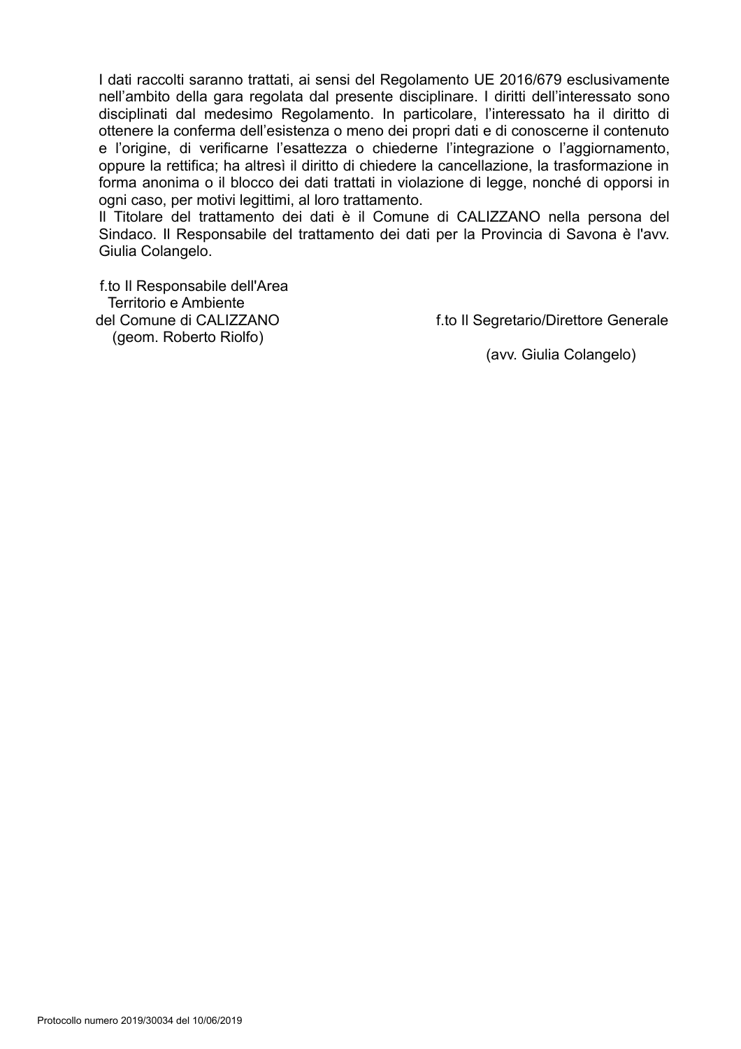I dati raccolti saranno trattati, ai sensi del Regolamento UE 2016/679 esclusivamente nell'ambito della gara regolata dal presente disciplinare. I diritti dell'interessato sono disciplinati dal medesimo Regolamento. In particolare, l'interessato ha il diritto di ottenere la conferma dell'esistenza o meno dei propri dati e di conoscerne il contenuto e l'origine, di verificarne l'esattezza o chiederne l'integrazione o l'aggiornamento, oppure la rettifica; ha altresì il diritto di chiedere la cancellazione, la trasformazione in forma anonima o il blocco dei dati trattati in violazione di legge, nonché di opporsi in ogni caso, per motivi legittimi, al loro trattamento.

Il Titolare del trattamento dei dati è il Comune di CALIZZANO nella persona del Sindaco. Il Responsabile del trattamento dei dati per la Provincia di Savona è l'avv. Giulia Colangelo.

f.to Il Responsabile dell'Area
Territorio e Ambiente
del Comune di CALIZZANO
(geom. Roberto Riolfo)

f.to Il Segretario/Direttore Generale
(avv. Giulia Colangelo)

Protocollo numero 2019/30034 del 10/06/2019